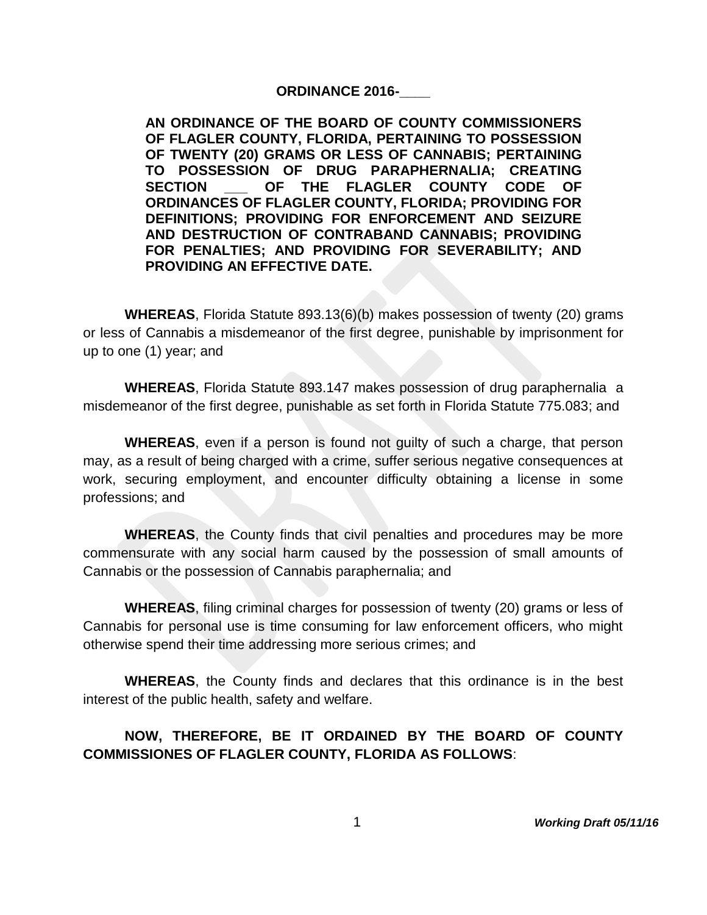**ORDINANCE 2016-\_\_\_\_**

**AN ORDINANCE OF THE BOARD OF COUNTY COMMISSIONERS OF FLAGLER COUNTY, FLORIDA, PERTAINING TO POSSESSION OF TWENTY (20) GRAMS OR LESS OF CANNABIS; PERTAINING TO POSSESSION OF DRUG PARAPHERNALIA; CREATING SECTION \_\_\_ OF THE FLAGLER COUNTY CODE OF ORDINANCES OF FLAGLER COUNTY, FLORIDA; PROVIDING FOR DEFINITIONS; PROVIDING FOR ENFORCEMENT AND SEIZURE AND DESTRUCTION OF CONTRABAND CANNABIS; PROVIDING FOR PENALTIES; AND PROVIDING FOR SEVERABILITY; AND PROVIDING AN EFFECTIVE DATE.**

**WHEREAS**, Florida Statute 893.13(6)(b) makes possession of twenty (20) grams or less of Cannabis a misdemeanor of the first degree, punishable by imprisonment for up to one (1) year; and

**WHEREAS**, Florida Statute 893.147 makes possession of drug paraphernalia a misdemeanor of the first degree, punishable as set forth in Florida Statute 775.083; and

**WHEREAS**, even if a person is found not guilty of such a charge, that person may, as a result of being charged with a crime, suffer serious negative consequences at work, securing employment, and encounter difficulty obtaining a license in some professions; and

**WHEREAS**, the County finds that civil penalties and procedures may be more commensurate with any social harm caused by the possession of small amounts of Cannabis or the possession of Cannabis paraphernalia; and

**WHEREAS**, filing criminal charges for possession of twenty (20) grams or less of Cannabis for personal use is time consuming for law enforcement officers, who might otherwise spend their time addressing more serious crimes; and

**WHEREAS**, the County finds and declares that this ordinance is in the best interest of the public health, safety and welfare.

**NOW, THEREFORE, BE IT ORDAINED BY THE BOARD OF COUNTY COMMISSIONES OF FLAGLER COUNTY, FLORIDA AS FOLLOWS**:

***Working Draft 05/11/16***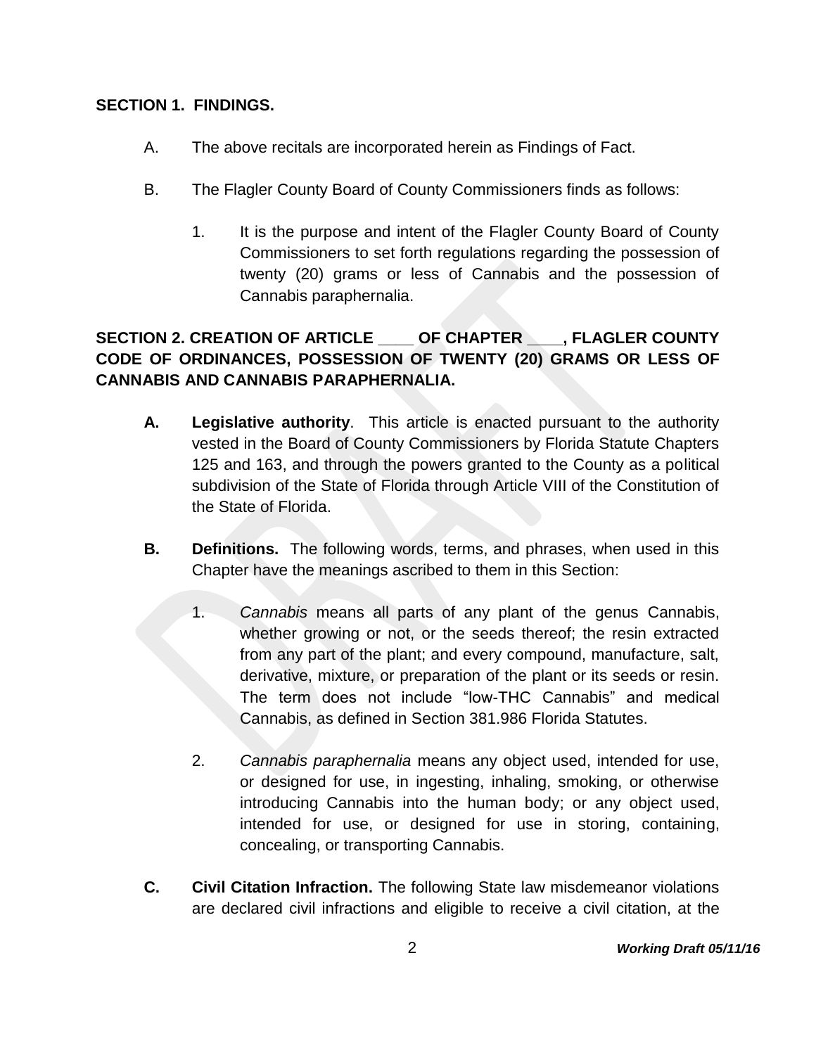**SECTION 1. FINDINGS.**

A. The above recitals are incorporated herein as Findings of Fact.

B. The Flagler County Board of County Commissioners finds as follows:

1. It is the purpose and intent of the Flagler County Board of County Commissioners to set forth regulations regarding the possession of twenty (20) grams or less of Cannabis and the possession of Cannabis paraphernalia.

**SECTION 2. CREATION OF ARTICLE \_\_\_\_ OF CHAPTER \_\_\_\_, FLAGLER COUNTY CODE OF ORDINANCES, POSSESSION OF TWENTY (20) GRAMS OR LESS OF CANNABIS AND CANNABIS PARAPHERNALIA.**

**A. Legislative authority**. This article is enacted pursuant to the authority vested in the Board of County Commissioners by Florida Statute Chapters 125 and 163, and through the powers granted to the County as a political subdivision of the State of Florida through Article VIII of the Constitution of the State of Florida.

**B. Definitions.** The following words, terms, and phrases, when used in this Chapter have the meanings ascribed to them in this Section:

1. *Cannabis* means all parts of any plant of the genus Cannabis, whether growing or not, or the seeds thereof; the resin extracted from any part of the plant; and every compound, manufacture, salt, derivative, mixture, or preparation of the plant or its seeds or resin. The term does not include "low-THC Cannabis" and medical Cannabis, as defined in Section 381.986 Florida Statutes.

2. *Cannabis paraphernalia* means any object used, intended for use, or designed for use, in ingesting, inhaling, smoking, or otherwise introducing Cannabis into the human body; or any object used, intended for use, or designed for use in storing, containing, concealing, or transporting Cannabis.

**C. Civil Citation Infraction.** The following State law misdemeanor violations are declared civil infractions and eligible to receive a civil citation, at the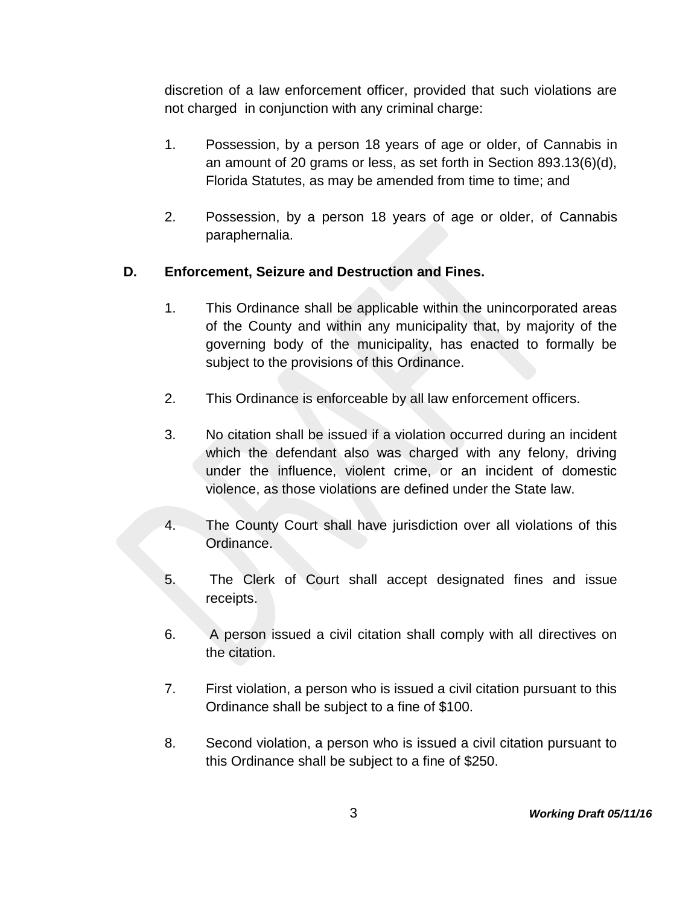discretion of a law enforcement officer, provided that such violations are not charged in conjunction with any criminal charge:

1. Possession, by a person 18 years of age or older, of Cannabis in an amount of 20 grams or less, as set forth in Section 893.13(6)(d), Florida Statutes, as may be amended from time to time; and

2. Possession, by a person 18 years of age or older, of Cannabis paraphernalia.

**D. Enforcement, Seizure and Destruction and Fines.**

1. This Ordinance shall be applicable within the unincorporated areas of the County and within any municipality that, by majority of the governing body of the municipality, has enacted to formally be subject to the provisions of this Ordinance.

2. This Ordinance is enforceable by all law enforcement officers.

3. No citation shall be issued if a violation occurred during an incident which the defendant also was charged with any felony, driving under the influence, violent crime, or an incident of domestic violence, as those violations are defined under the State law.

4. The County Court shall have jurisdiction over all violations of this Ordinance.

5. The Clerk of Court shall accept designated fines and issue receipts.

6. A person issued a civil citation shall comply with all directives on the citation.

7. First violation, a person who is issued a civil citation pursuant to this Ordinance shall be subject to a fine of $100.

8. Second violation, a person who is issued a civil citation pursuant to this Ordinance shall be subject to a fine of $250.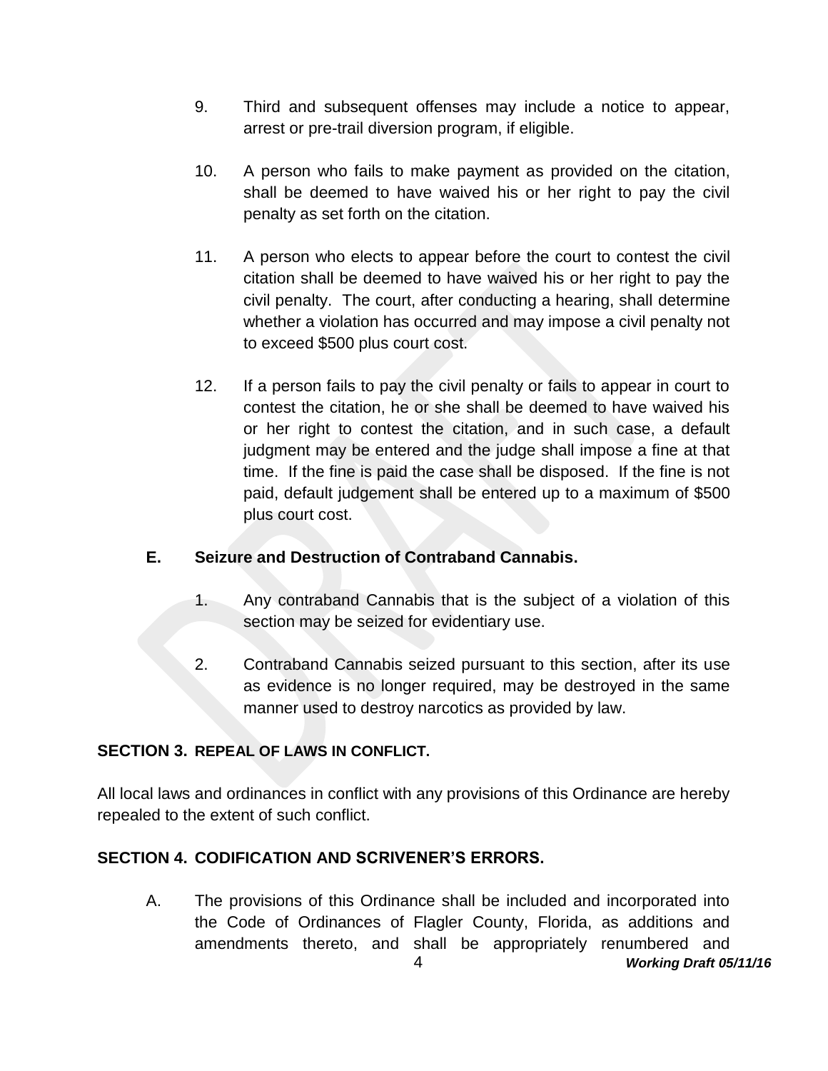9. Third and subsequent offenses may include a notice to appear, arrest or pre-trail diversion program, if eligible.

10. A person who fails to make payment as provided on the citation, shall be deemed to have waived his or her right to pay the civil penalty as set forth on the citation.

11. A person who elects to appear before the court to contest the civil citation shall be deemed to have waived his or her right to pay the civil penalty. The court, after conducting a hearing, shall determine whether a violation has occurred and may impose a civil penalty not to exceed $500 plus court cost.

12. If a person fails to pay the civil penalty or fails to appear in court to contest the citation, he or she shall be deemed to have waived his or her right to contest the citation, and in such case, a default judgment may be entered and the judge shall impose a fine at that time. If the fine is paid the case shall be disposed. If the fine is not paid, default judgement shall be entered up to a maximum of $500 plus court cost.

### E. Seizure and Destruction of Contraband Cannabis.

1. Any contraband Cannabis that is the subject of a violation of this section may be seized for evidentiary use.

2. Contraband Cannabis seized pursuant to this section, after its use as evidence is no longer required, may be destroyed in the same manner used to destroy narcotics as provided by law.

## SECTION 3. REPEAL OF LAWS IN CONFLICT.

All local laws and ordinances in conflict with any provisions of this Ordinance are hereby repealed to the extent of such conflict.

## SECTION 4. CODIFICATION AND SCRIVENER'S ERRORS.

A. The provisions of this Ordinance shall be included and incorporated into the Code of Ordinances of Flagler County, Florida, as additions and amendments thereto, and shall be appropriately renumbered and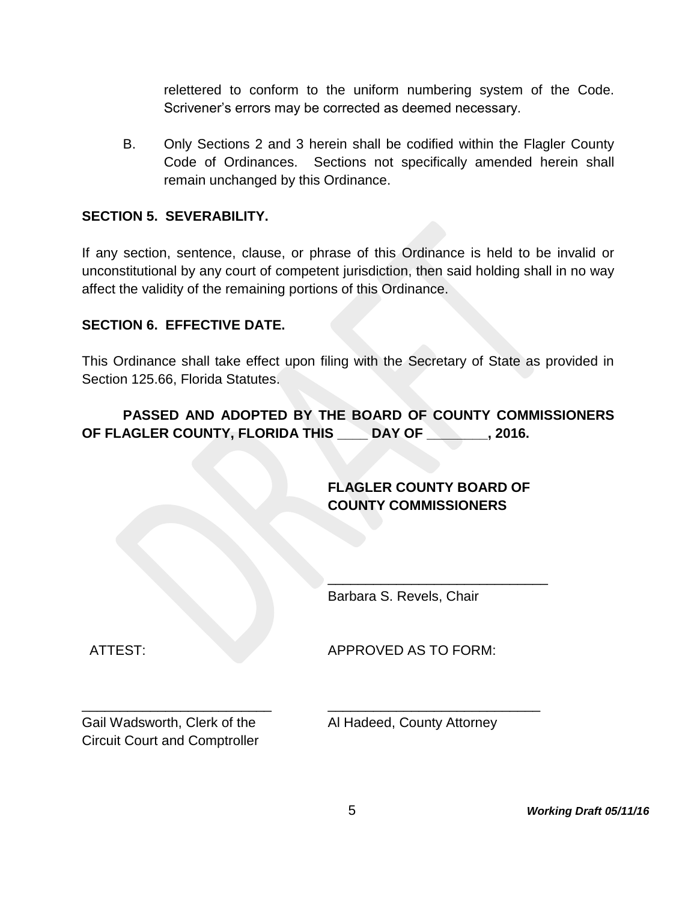relettered to conform to the uniform numbering system of the Code. Scrivener's errors may be corrected as deemed necessary.

B. Only Sections 2 and 3 herein shall be codified within the Flagler County Code of Ordinances. Sections not specifically amended herein shall remain unchanged by this Ordinance.

**SECTION 5. SEVERABILITY.**

If any section, sentence, clause, or phrase of this Ordinance is held to be invalid or unconstitutional by any court of competent jurisdiction, then said holding shall in no way affect the validity of the remaining portions of this Ordinance.

**SECTION 6. EFFECTIVE DATE.**

This Ordinance shall take effect upon filing with the Secretary of State as provided in Section 125.66, Florida Statutes.

**PASSED AND ADOPTED BY THE BOARD OF COUNTY COMMISSIONERS OF FLAGLER COUNTY, FLORIDA THIS ____ DAY OF ________, 2016.**

**FLAGLER COUNTY BOARD OF COUNTY COMMISSIONERS**

______________________________
Barbara S. Revels, Chair

ATTEST:

_________________________
Gail Wadsworth, Clerk of the Circuit Court and Comptroller

APPROVED AS TO FORM:

_____________________________
Al Hadeed, County Attorney

***Working Draft 05/11/16***